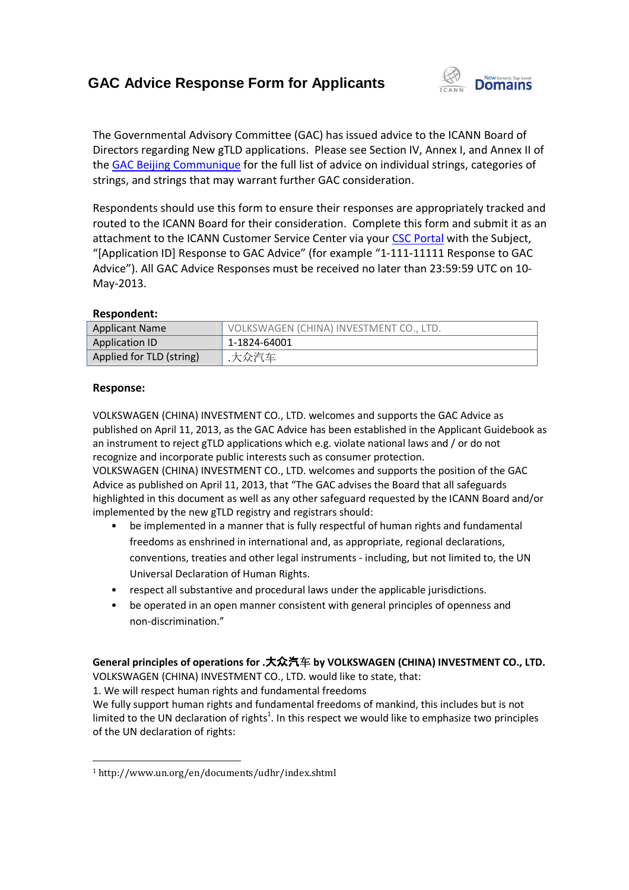# GAC Advice Response Form for Applicants

The Governmental Advisory Committee (GAC) has issued advice to the ICANN Board of Directors regarding New gTLD applications. Please see Section IV, Annex I, and Annex II of the GAC Beijing Communique for the full list of advice on individual strings, categories of strings, and strings that may warrant further GAC consideration.

Respondents should use this form to ensure their responses are appropriately tracked and routed to the ICANN Board for their consideration. Complete this form and submit it as an attachment to the ICANN Customer Service Center via your CSC Portal with the Subject, "[Application ID] Response to GAC Advice" (for example "1-111-11111 Response to GAC Advice"). All GAC Advice Responses must be received no later than 23:59:59 UTC on 10-May-2013.

**Respondent:**

| Applicant Name | VOLKSWAGEN (CHINA) INVESTMENT CO., LTD. |
|---|---|
| Application ID | 1-1824-64001 |
| Applied for TLD (string) | .大众汽车 |

**Response:**

VOLKSWAGEN (CHINA) INVESTMENT CO., LTD. welcomes and supports the GAC Advice as published on April 11, 2013, as the GAC Advice has been established in the Applicant Guidebook as an instrument to reject gTLD applications which e.g. violate national laws and / or do not recognize and incorporate public interests such as consumer protection.

VOLKSWAGEN (CHINA) INVESTMENT CO., LTD. welcomes and supports the position of the GAC Advice as published on April 11, 2013, that "The GAC advises the Board that all safeguards highlighted in this document as well as any other safeguard requested by the ICANN Board and/or implemented by the new gTLD registry and registrars should:

- be implemented in a manner that is fully respectful of human rights and fundamental freedoms as enshrined in international and, as appropriate, regional declarations, conventions, treaties and other legal instruments - including, but not limited to, the UN Universal Declaration of Human Rights.
- respect all substantive and procedural laws under the applicable jurisdictions.
- be operated in an open manner consistent with general principles of openness and non-discrimination."

**General principles of operations for .大众汽车 by VOLKSWAGEN (CHINA) INVESTMENT CO., LTD.**

VOLKSWAGEN (CHINA) INVESTMENT CO., LTD. would like to state, that:

1. We will respect human rights and fundamental freedoms

We fully support human rights and fundamental freedoms of mankind, this includes but is not limited to the UN declaration of rights[1]. In this respect we would like to emphasize two principles of the UN declaration of rights:

[1] http://www.un.org/en/documents/udhr/index.shtml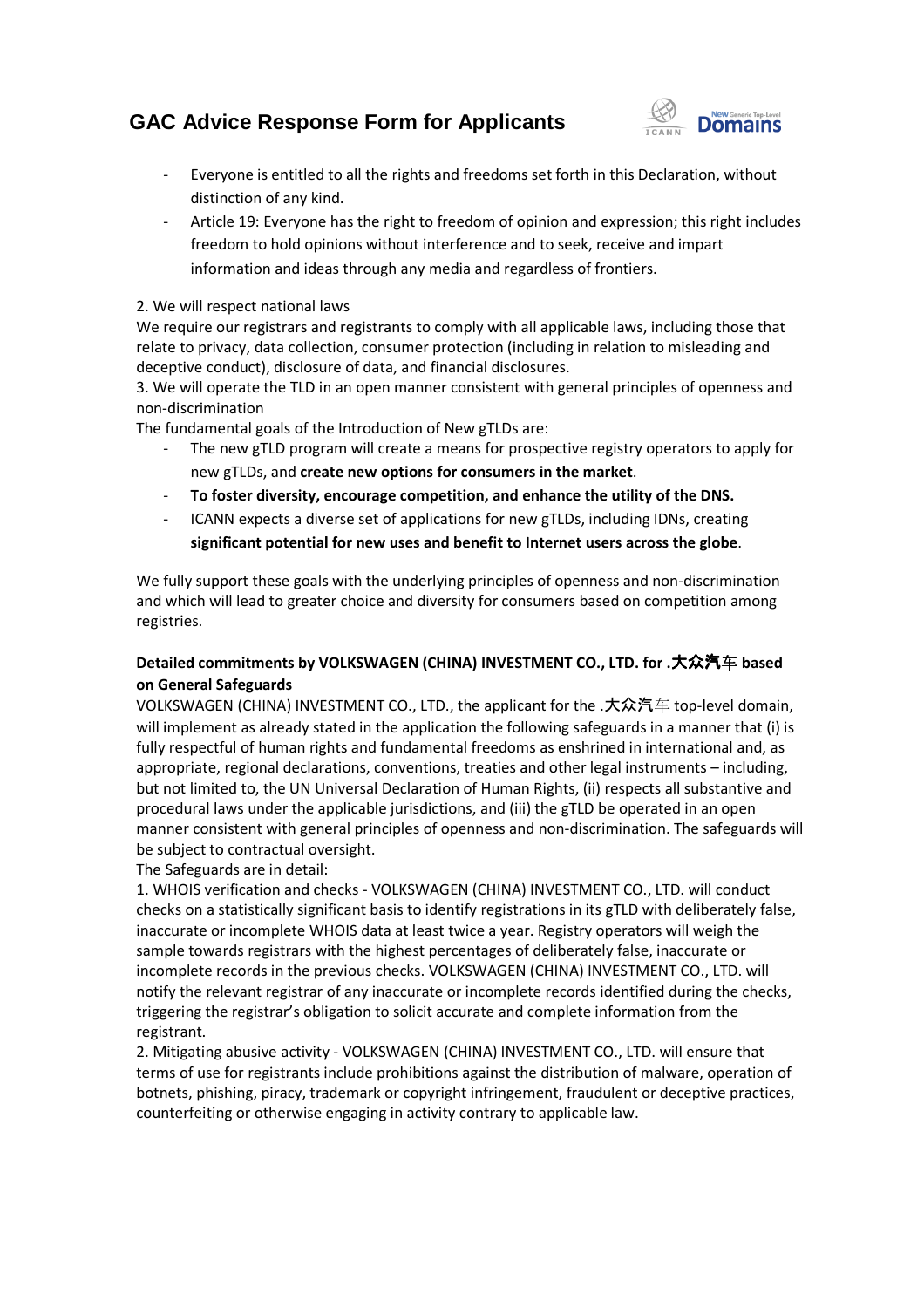- Everyone is entitled to all the rights and freedoms set forth in this Declaration, without distinction of any kind.
- Article 19: Everyone has the right to freedom of opinion and expression; this right includes freedom to hold opinions without interference and to seek, receive and impart information and ideas through any media and regardless of frontiers.

2. We will respect national laws
We require our registrars and registrants to comply with all applicable laws, including those that relate to privacy, data collection, consumer protection (including in relation to misleading and deceptive conduct), disclosure of data, and financial disclosures.
3. We will operate the TLD in an open manner consistent with general principles of openness and non-discrimination
The fundamental goals of the Introduction of New gTLDs are:

- The new gTLD program will create a means for prospective registry operators to apply for new gTLDs, and **create new options for consumers in the market**.
- **To foster diversity, encourage competition, and enhance the utility of the DNS.**
- ICANN expects a diverse set of applications for new gTLDs, including IDNs, creating **significant potential for new uses and benefit to Internet users across the globe**.

We fully support these goals with the underlying principles of openness and non-discrimination and which will lead to greater choice and diversity for consumers based on competition among registries.

**Detailed commitments by VOLKSWAGEN (CHINA) INVESTMENT CO., LTD. for .大众汽车 based on General Safeguards**
VOLKSWAGEN (CHINA) INVESTMENT CO., LTD., the applicant for the .大众汽车 top-level domain, will implement as already stated in the application the following safeguards in a manner that (i) is fully respectful of human rights and fundamental freedoms as enshrined in international and, as appropriate, regional declarations, conventions, treaties and other legal instruments – including, but not limited to, the UN Universal Declaration of Human Rights, (ii) respects all substantive and procedural laws under the applicable jurisdictions, and (iii) the gTLD be operated in an open manner consistent with general principles of openness and non-discrimination. The safeguards will be subject to contractual oversight.
The Safeguards are in detail:
1. WHOIS verification and checks - VOLKSWAGEN (CHINA) INVESTMENT CO., LTD. will conduct checks on a statistically significant basis to identify registrations in its gTLD with deliberately false, inaccurate or incomplete WHOIS data at least twice a year. Registry operators will weigh the sample towards registrars with the highest percentages of deliberately false, inaccurate or incomplete records in the previous checks. VOLKSWAGEN (CHINA) INVESTMENT CO., LTD. will notify the relevant registrar of any inaccurate or incomplete records identified during the checks, triggering the registrar's obligation to solicit accurate and complete information from the registrant.
2. Mitigating abusive activity - VOLKSWAGEN (CHINA) INVESTMENT CO., LTD. will ensure that terms of use for registrants include prohibitions against the distribution of malware, operation of botnets, phishing, piracy, trademark or copyright infringement, fraudulent or deceptive practices, counterfeiting or otherwise engaging in activity contrary to applicable law.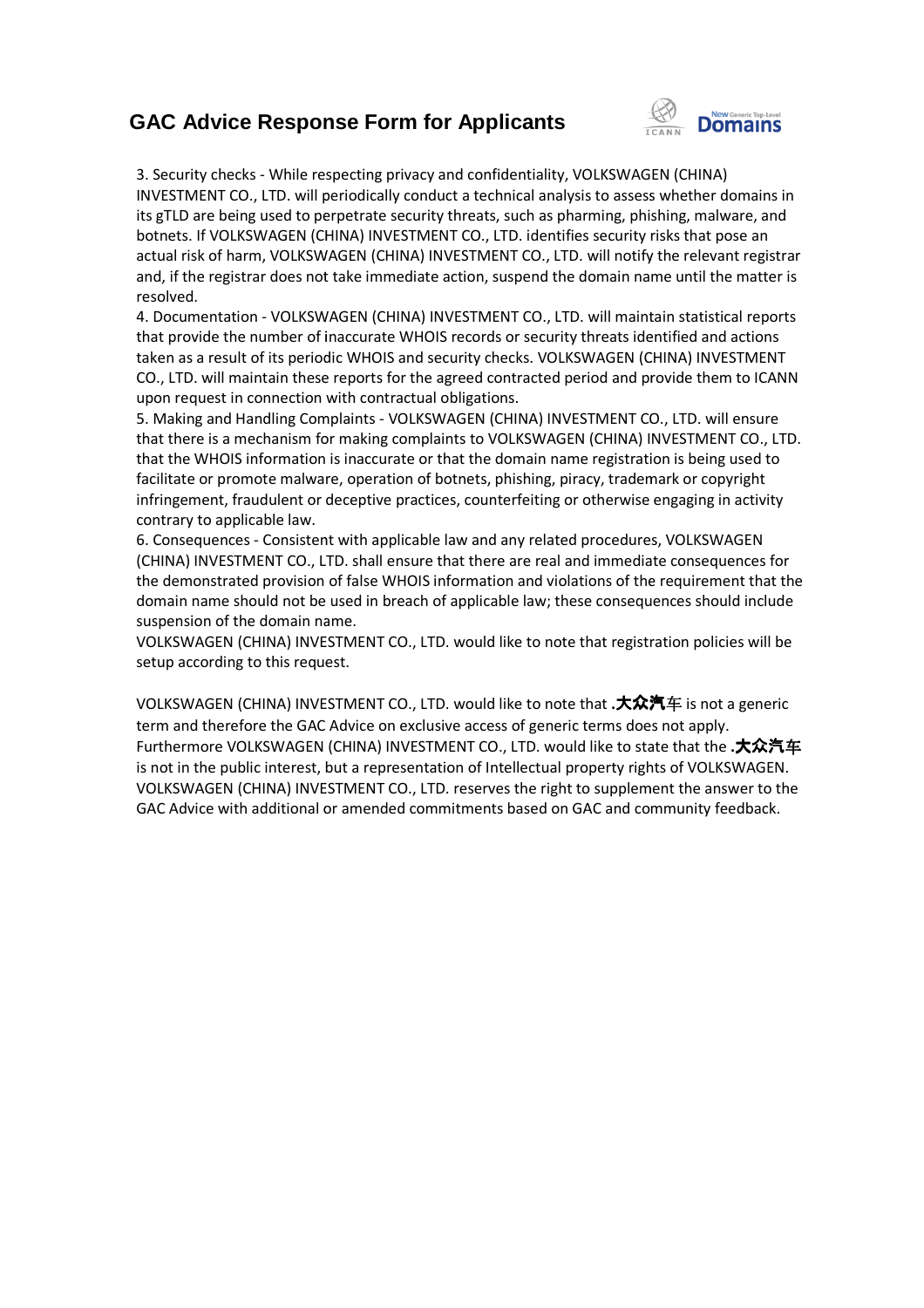3. Security checks - While respecting privacy and confidentiality, VOLKSWAGEN (CHINA) INVESTMENT CO., LTD. will periodically conduct a technical analysis to assess whether domains in its gTLD are being used to perpetrate security threats, such as pharming, phishing, malware, and botnets. If VOLKSWAGEN (CHINA) INVESTMENT CO., LTD. identifies security risks that pose an actual risk of harm, VOLKSWAGEN (CHINA) INVESTMENT CO., LTD. will notify the relevant registrar and, if the registrar does not take immediate action, suspend the domain name until the matter is resolved.
4. Documentation - VOLKSWAGEN (CHINA) INVESTMENT CO., LTD. will maintain statistical reports that provide the number of inaccurate WHOIS records or security threats identified and actions taken as a result of its periodic WHOIS and security checks. VOLKSWAGEN (CHINA) INVESTMENT CO., LTD. will maintain these reports for the agreed contracted period and provide them to ICANN upon request in connection with contractual obligations.
5. Making and Handling Complaints - VOLKSWAGEN (CHINA) INVESTMENT CO., LTD. will ensure that there is a mechanism for making complaints to VOLKSWAGEN (CHINA) INVESTMENT CO., LTD. that the WHOIS information is inaccurate or that the domain name registration is being used to facilitate or promote malware, operation of botnets, phishing, piracy, trademark or copyright infringement, fraudulent or deceptive practices, counterfeiting or otherwise engaging in activity contrary to applicable law.
6. Consequences - Consistent with applicable law and any related procedures, VOLKSWAGEN (CHINA) INVESTMENT CO., LTD. shall ensure that there are real and immediate consequences for the demonstrated provision of false WHOIS information and violations of the requirement that the domain name should not be used in breach of applicable law; these consequences should include suspension of the domain name.
VOLKSWAGEN (CHINA) INVESTMENT CO., LTD. would like to note that registration policies will be setup according to this request.

VOLKSWAGEN (CHINA) INVESTMENT CO., LTD. would like to note that **.大众汽车** is not a generic term and therefore the GAC Advice on exclusive access of generic terms does not apply. Furthermore VOLKSWAGEN (CHINA) INVESTMENT CO., LTD. would like to state that the **.大众汽车** is not in the public interest, but a representation of Intellectual property rights of VOLKSWAGEN. VOLKSWAGEN (CHINA) INVESTMENT CO., LTD. reserves the right to supplement the answer to the GAC Advice with additional or amended commitments based on GAC and community feedback.